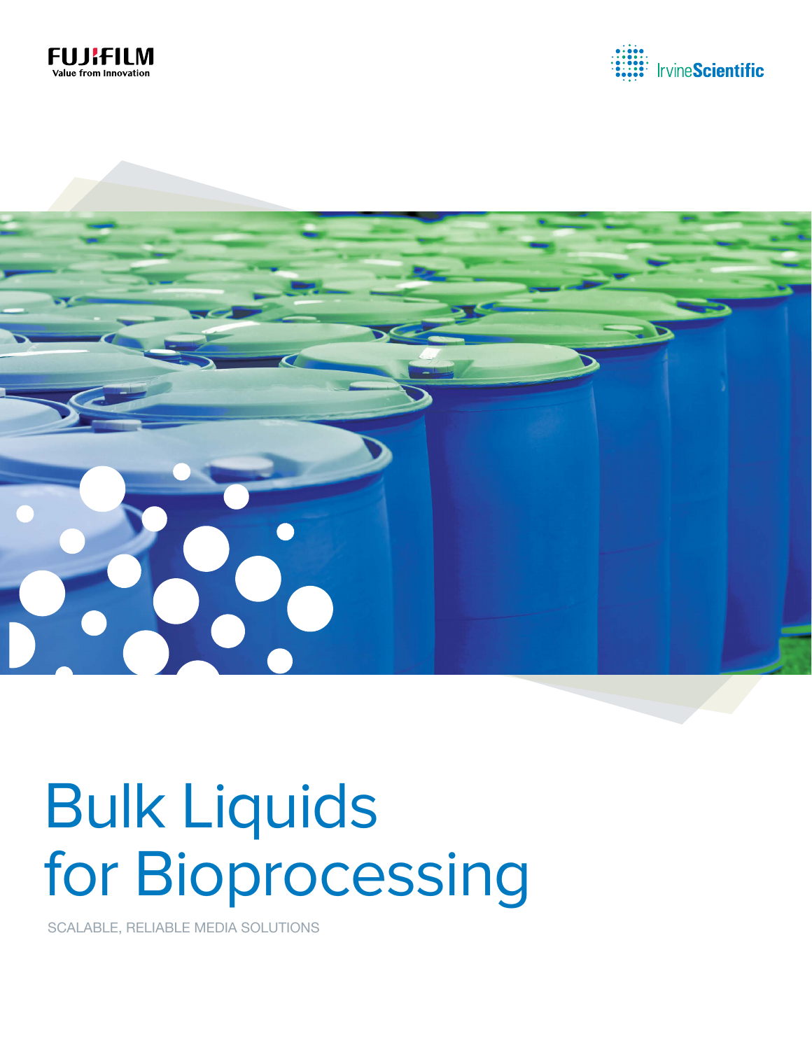FUJIFILM
Value from Innovation

IrvineScientific

# Bulk Liquids for Bioprocessing

SCALABLE, RELIABLE MEDIA SOLUTIONS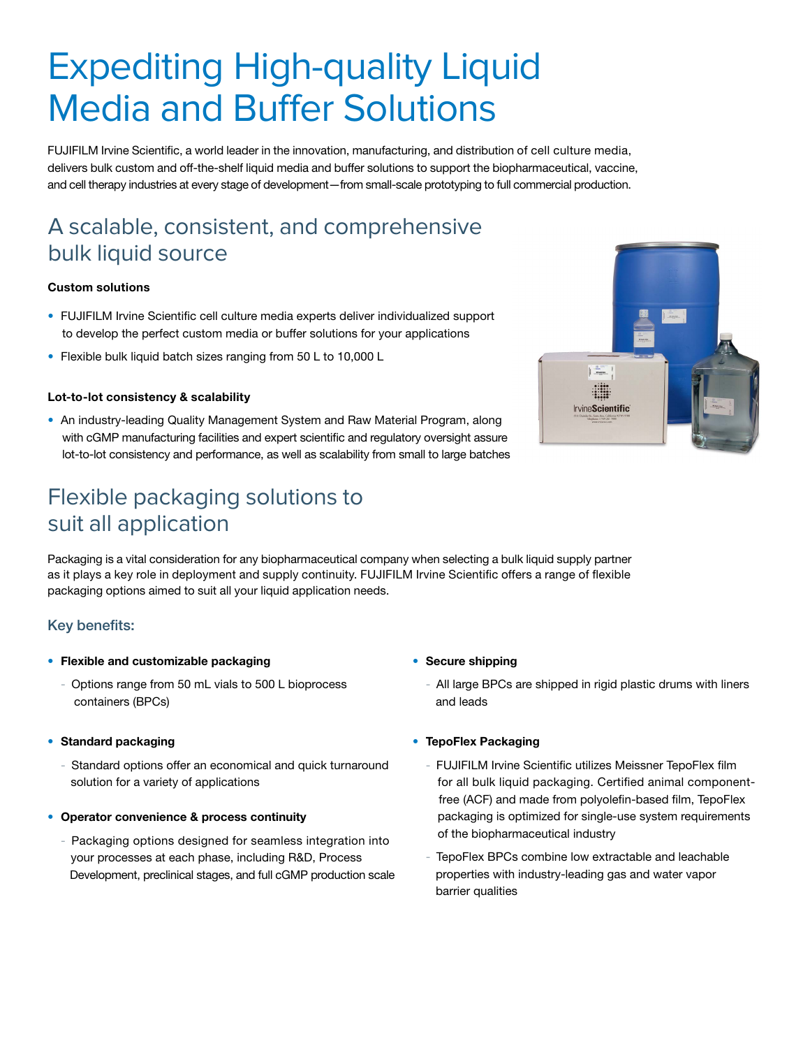# Expediting High-quality Liquid Media and Buffer Solutions

FUJIFILM Irvine Scientific, a world leader in the innovation, manufacturing, and distribution of cell culture media, delivers bulk custom and off-the-shelf liquid media and buffer solutions to support the biopharmaceutical, vaccine, and cell therapy industries at every stage of development—from small-scale prototyping to full commercial production.

## A scalable, consistent, and comprehensive bulk liquid source

**Custom solutions**

- FUJIFILM Irvine Scientific cell culture media experts deliver individualized support to develop the perfect custom media or buffer solutions for your applications
- Flexible bulk liquid batch sizes ranging from 50 L to 10,000 L

**Lot-to-lot consistency & scalability**

- An industry-leading Quality Management System and Raw Material Program, along with cGMP manufacturing facilities and expert scientific and regulatory oversight assure lot-to-lot consistency and performance, as well as scalability from small to large batches

## Flexible packaging solutions to suit all application

Packaging is a vital consideration for any biopharmaceutical company when selecting a bulk liquid supply partner as it plays a key role in deployment and supply continuity. FUJIFILM Irvine Scientific offers a range of flexible packaging options aimed to suit all your liquid application needs.

### Key benefits:

- **Flexible and customizable packaging**
  - Options range from 50 mL vials to 500 L bioprocess containers (BPCs)
- **Standard packaging**
  - Standard options offer an economical and quick turnaround solution for a variety of applications
- **Operator convenience & process continuity**
  - Packaging options designed for seamless integration into your processes at each phase, including R&D, Process Development, preclinical stages, and full cGMP production scale
- **Secure shipping**
  - All large BPCs are shipped in rigid plastic drums with liners and leads
- **TepoFlex Packaging**
  - FUJIFILM Irvine Scientific utilizes Meissner TepoFlex film for all bulk liquid packaging. Certified animal component-free (ACF) and made from polyolefin-based film, TepoFlex packaging is optimized for single-use system requirements of the biopharmaceutical industry
  - TepoFlex BPCs combine low extractable and leachable properties with industry-leading gas and water vapor barrier qualities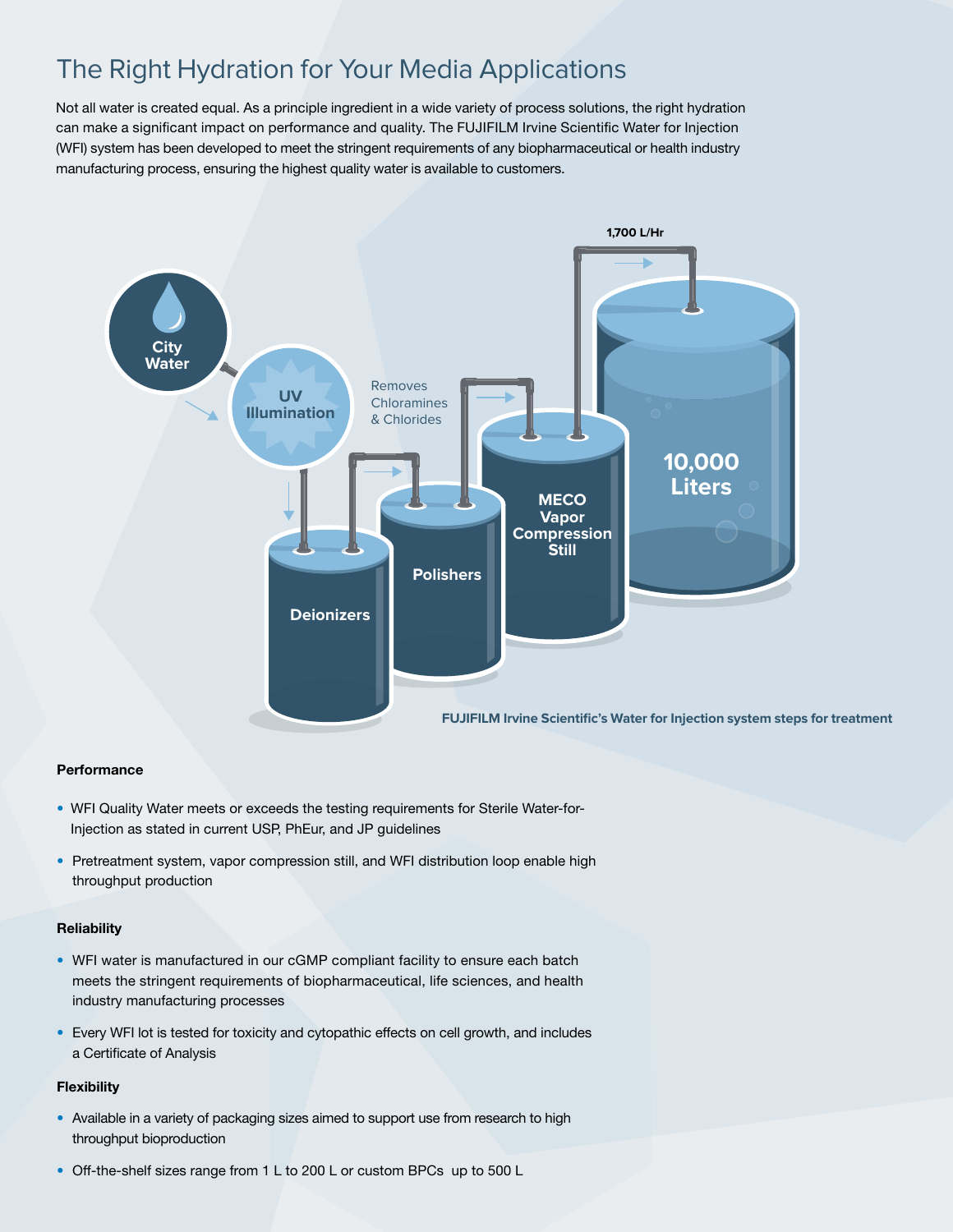# The Right Hydration for Your Media Applications

Not all water is created equal. As a principle ingredient in a wide variety of process solutions, the right hydration can make a significant impact on performance and quality. The FUJIFILM Irvine Scientific Water for Injection (WFI) system has been developed to meet the stringent requirements of any biopharmaceutical or health industry manufacturing process, ensuring the highest quality water is available to customers.

City Water → UV Illumination → Deionizers → Polishers (Removes Chloramines & Chlorides) → MECO Vapor Compression Still → 1,700 L/Hr → 10,000 Liters

**FUJIFILM Irvine Scientific's Water for Injection system steps for treatment**

**Performance**

- WFI Quality Water meets or exceeds the testing requirements for Sterile Water-for-Injection as stated in current USP, PhEur, and JP guidelines
- Pretreatment system, vapor compression still, and WFI distribution loop enable high throughput production

**Reliability**

- WFI water is manufactured in our cGMP compliant facility to ensure each batch meets the stringent requirements of biopharmaceutical, life sciences, and health industry manufacturing processes
- Every WFI lot is tested for toxicity and cytopathic effects on cell growth, and includes a Certificate of Analysis

**Flexibility**

- Available in a variety of packaging sizes aimed to support use from research to high throughput bioproduction
- Off-the-shelf sizes range from 1 L to 200 L or custom BPCs up to 500 L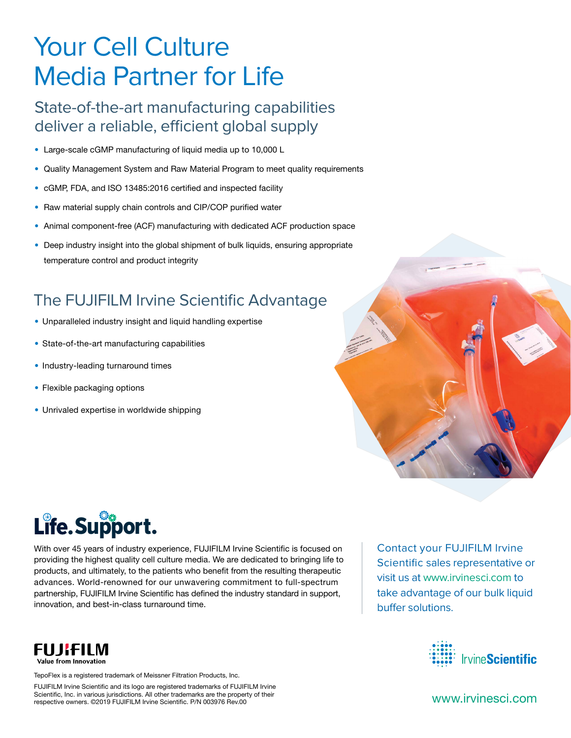# Your Cell Culture Media Partner for Life

## State-of-the-art manufacturing capabilities deliver a reliable, efficient global supply

- Large-scale cGMP manufacturing of liquid media up to 10,000 L
- Quality Management System and Raw Material Program to meet quality requirements
- cGMP, FDA, and ISO 13485:2016 certified and inspected facility
- Raw material supply chain controls and CIP/COP purified water
- Animal component-free (ACF) manufacturing with dedicated ACF production space
- Deep industry insight into the global shipment of bulk liquids, ensuring appropriate temperature control and product integrity

## The FUJIFILM Irvine Scientific Advantage

- Unparalleled industry insight and liquid handling expertise
- State-of-the-art manufacturing capabilities
- Industry-leading turnaround times
- Flexible packaging options
- Unrivaled expertise in worldwide shipping

## Life. Support.

With over 45 years of industry experience, FUJIFILM Irvine Scientific is focused on providing the highest quality cell culture media. We are dedicated to bringing life to products, and ultimately, to the patients who benefit from the resulting therapeutic advances. World-renowned for our unwavering commitment to full-spectrum partnership, FUJIFILM Irvine Scientific has defined the industry standard in support, innovation, and best-in-class turnaround time.

Contact your FUJIFILM Irvine Scientific sales representative or visit us at www.irvinesci.com to take advantage of our bulk liquid buffer solutions.

FUJIFILM Value from Innovation

IrvineScientific

TepoFlex is a registered trademark of Meissner Filtration Products, Inc.

FUJIFILM Irvine Scientific and its logo are registered trademarks of FUJIFILM Irvine Scientific, Inc. in various jurisdictions. All other trademarks are the property of their respective owners. ©2019 FUJIFILM Irvine Scientific. P/N 003976 Rev.00

www.irvinesci.com